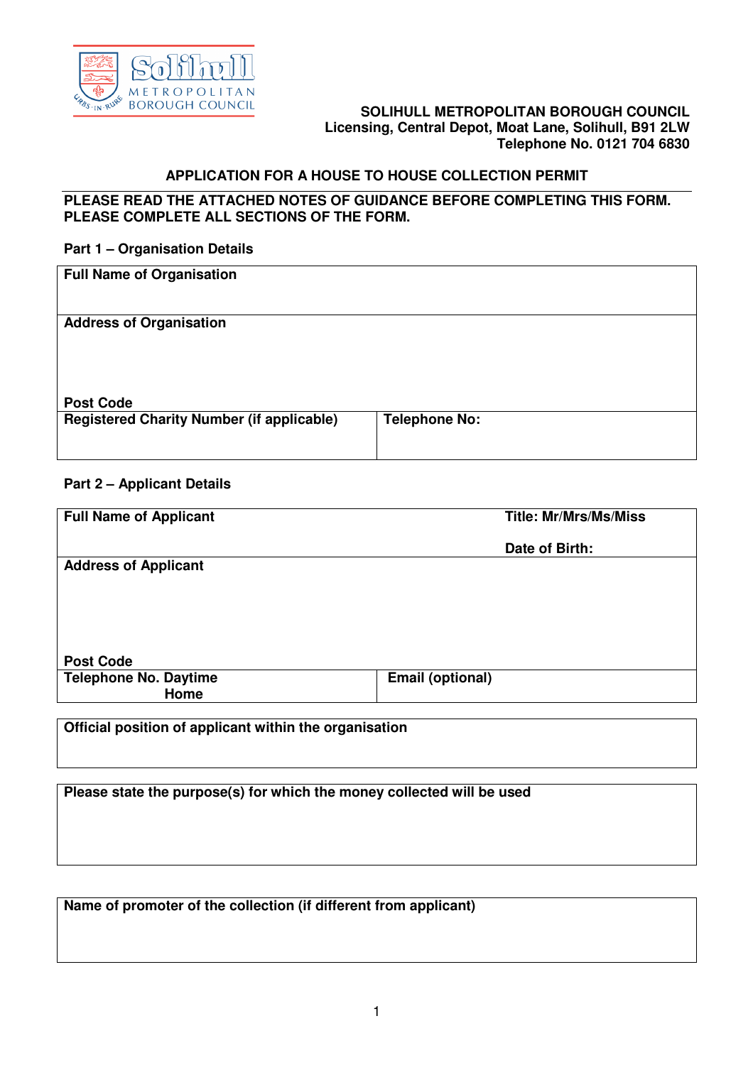**SOLIHULL METROPOLITAN BOROUGH COUNCIL**
**Licensing, Central Depot, Moat Lane, Solihull, B91 2LW**
**Telephone No. 0121 704 6830**

## APPLICATION FOR A HOUSE TO HOUSE COLLECTION PERMIT

**PLEASE READ THE ATTACHED NOTES OF GUIDANCE BEFORE COMPLETING THIS FORM.**
**PLEASE COMPLETE ALL SECTIONS OF THE FORM.**

### Part 1 – Organisation Details

| | |
|---|---|
| **Full Name of Organisation** | |
| **Address of Organisation**<br><br><br>**Post Code** | |
| **Registered Charity Number (if applicable)** | **Telephone No:** |

### Part 2 – Applicant Details

| | |
|---|---|
| **Full Name of Applicant** | **Title: Mr/Mrs/Ms/Miss**<br><br>**Date of Birth:** |
| **Address of Applicant**<br><br><br>**Post Code** | |
| **Telephone No. Daytime**<br>**Home** | **Email (optional)** |

| |
|---|
| **Official position of applicant within the organisation** |

| |
|---|
| **Please state the purpose(s) for which the money collected will be used** |

| |
|---|
| **Name of promoter of the collection (if different from applicant)** |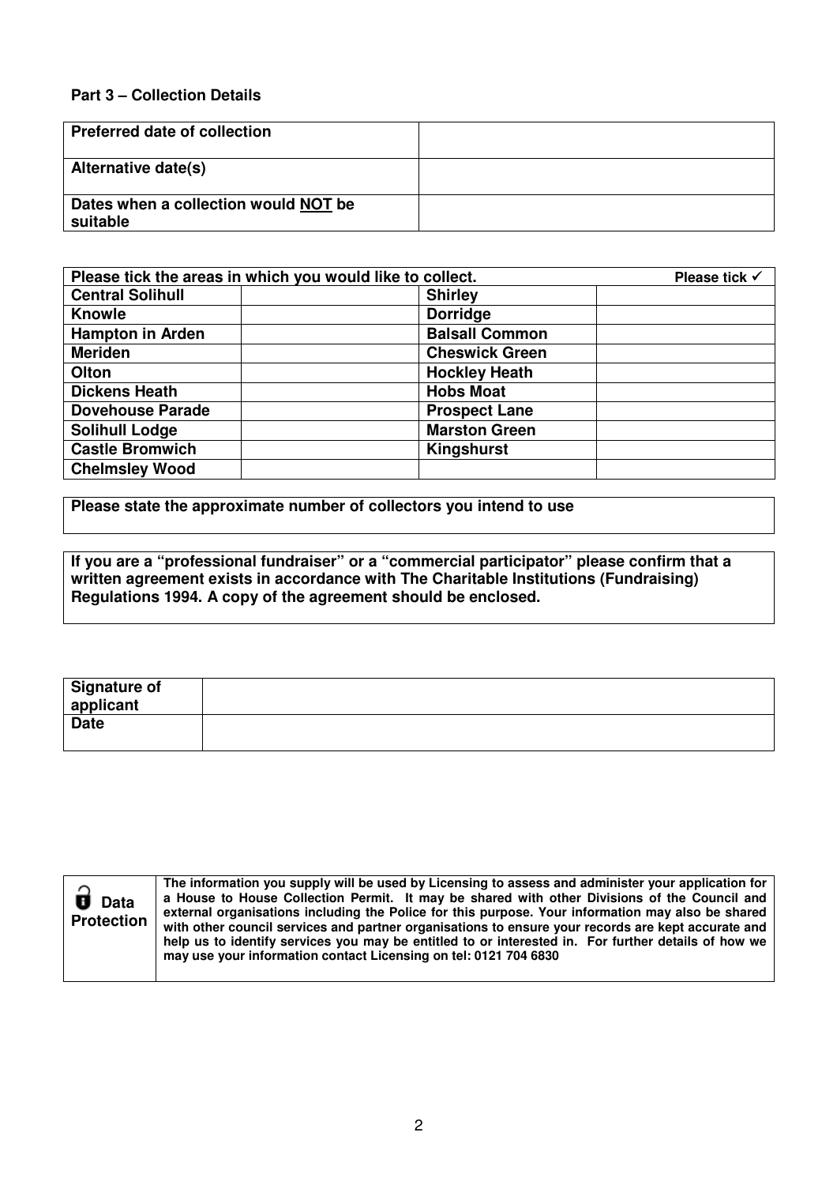**Part 3 – Collection Details**

| | |
|---|---|
| **Preferred date of collection** | |
| **Alternative date(s)** | |
| **Dates when a collection would <u>NOT</u> be suitable** | |

| **Please tick the areas in which you would like to collect.** | | | **Please tick ✓** |
|---|---|---|---|
| **Central Solihull** | | **Shirley** | |
| **Knowle** | | **Dorridge** | |
| **Hampton in Arden** | | **Balsall Common** | |
| **Meriden** | | **Cheswick Green** | |
| **Olton** | | **Hockley Heath** | |
| **Dickens Heath** | | **Hobs Moat** | |
| **Dovehouse Parade** | | **Prospect Lane** | |
| **Solihull Lodge** | | **Marston Green** | |
| **Castle Bromwich** | | **Kingshurst** | |
| **Chelmsley Wood** | | | |

**Please state the approximate number of collectors you intend to use**

**If you are a "professional fundraiser" or a "commercial participator" please confirm that a written agreement exists in accordance with The Charitable Institutions (Fundraising) Regulations 1994. A copy of the agreement should be enclosed.**

| | |
|---|---|
| **Signature of applicant** | |
| **Date** | |

| | |
|---|---|
| **Data Protection** | **The information you supply will be used by Licensing to assess and administer your application for a House to House Collection Permit. It may be shared with other Divisions of the Council and external organisations including the Police for this purpose. Your information may also be shared with other council services and partner organisations to ensure your records are kept accurate and help us to identify services you may be entitled to or interested in. For further details of how we may use your information contact Licensing on tel: 0121 704 6830** |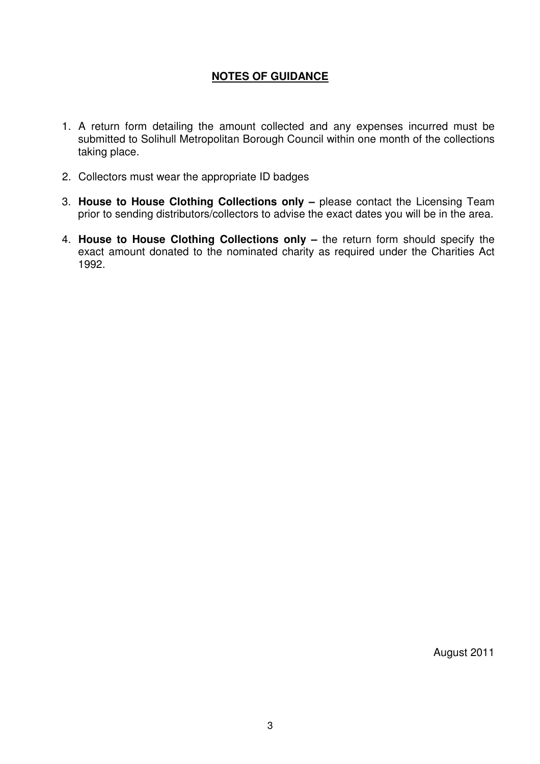## NOTES OF GUIDANCE

1. A return form detailing the amount collected and any expenses incurred must be submitted to Solihull Metropolitan Borough Council within one month of the collections taking place.

2. Collectors must wear the appropriate ID badges

3. **House to House Clothing Collections only –** please contact the Licensing Team prior to sending distributors/collectors to advise the exact dates you will be in the area.

4. **House to House Clothing Collections only –** the return form should specify the exact amount donated to the nominated charity as required under the Charities Act 1992.

August 2011